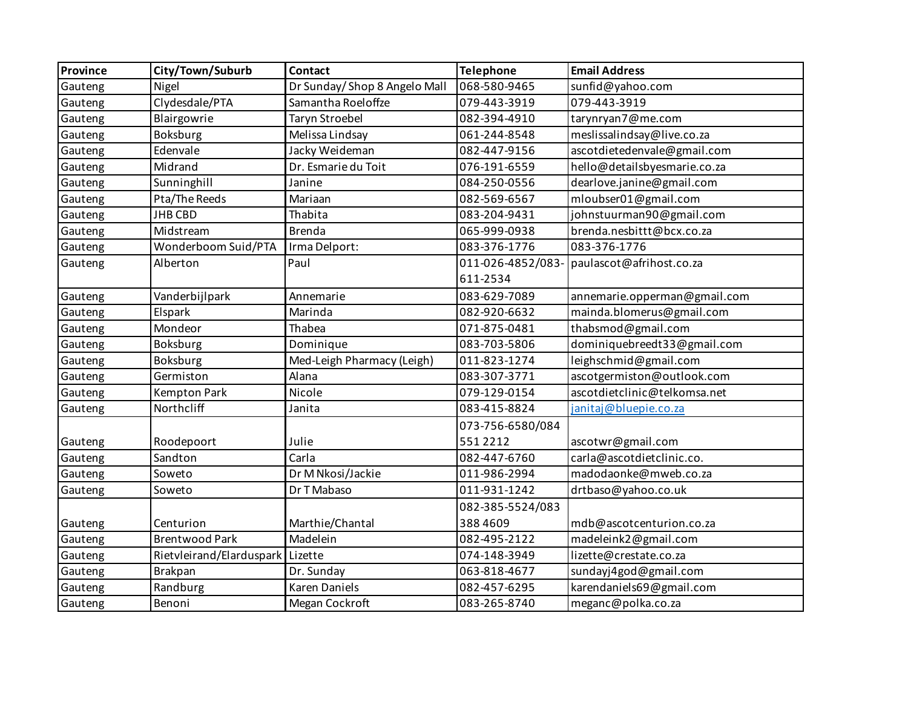| Province | City/Town/Suburb | Contact | Telephone | Email Address |
|---|---|---|---|---|
| Gauteng | Nigel | Dr Sunday/ Shop 8 Angelo Mall | 068-580-9465 | sunfid@yahoo.com |
| Gauteng | Clydesdale/PTA | Samantha Roeloffze | 079-443-3919 | 079-443-3919 |
| Gauteng | Blairgowrie | Taryn Stroebel | 082-394-4910 | tarynryan7@me.com |
| Gauteng | Boksburg | Melissa Lindsay | 061-244-8548 | meslissalindsay@live.co.za |
| Gauteng | Edenvale | Jacky Weideman | 082-447-9156 | ascotdietedenvale@gmail.com |
| Gauteng | Midrand | Dr. Esmarie du Toit | 076-191-6559 | hello@detailsbyesmarie.co.za |
| Gauteng | Sunninghill | Janine | 084-250-0556 | dearlove.janine@gmail.com |
| Gauteng | Pta/The Reeds | Mariaan | 082-569-6567 | mloubser01@gmail.com |
| Gauteng | JHB CBD | Thabita | 083-204-9431 | johnstuurman90@gmail.com |
| Gauteng | Midstream | Brenda | 065-999-0938 | brenda.nesbittt@bcx.co.za |
| Gauteng | Wonderboom Suid/PTA | Irma Delport: | 083-376-1776 | 083-376-1776 |
| Gauteng | Alberton | Paul | 011-026-4852/083-611-2534 | paulascot@afrihost.co.za |
| Gauteng | Vanderbijlpark | Annemarie | 083-629-7089 | annemarie.opperman@gmail.com |
| Gauteng | Elspark | Marinda | 082-920-6632 | mainda.blomerus@gmail.com |
| Gauteng | Mondeor | Thabea | 071-875-0481 | thabsmod@gmail.com |
| Gauteng | Boksburg | Dominique | 083-703-5806 | dominiquebreedt33@gmail.com |
| Gauteng | Boksburg | Med-Leigh Pharmacy (Leigh) | 011-823-1274 | leighschmid@gmail.com |
| Gauteng | Germiston | Alana | 083-307-3771 | ascotgermiston@outlook.com |
| Gauteng | Kempton Park | Nicole | 079-129-0154 | ascotdietclinic@telkomsa.net |
| Gauteng | Northcliff | Janita | 083-415-8824 | janitaj@bluepie.co.za |
| Gauteng | Roodepoort | Julie | 073-756-6580/084 551 2212 | ascotwr@gmail.com |
| Gauteng | Sandton | Carla | 082-447-6760 | carla@ascotdietclinic.co. |
| Gauteng | Soweto | Dr M Nkosi/Jackie | 011-986-2994 | madodaonke@mweb.co.za |
| Gauteng | Soweto | Dr T Mabaso | 011-931-1242 | drtbaso@yahoo.co.uk |
| Gauteng | Centurion | Marthie/Chantal | 082-385-5524/083 388 4609 | mdb@ascotcenturion.co.za |
| Gauteng | Brentwood Park | Madelein | 082-495-2122 | madeleink2@gmail.com |
| Gauteng | Rietvleirand/Elarduspark | Lizette | 074-148-3949 | lizette@crestate.co.za |
| Gauteng | Brakpan | Dr. Sunday | 063-818-4677 | sundayj4god@gmail.com |
| Gauteng | Randburg | Karen Daniels | 082-457-6295 | karendaniels69@gmail.com |
| Gauteng | Benoni | Megan Cockroft | 083-265-8740 | meganc@polka.co.za |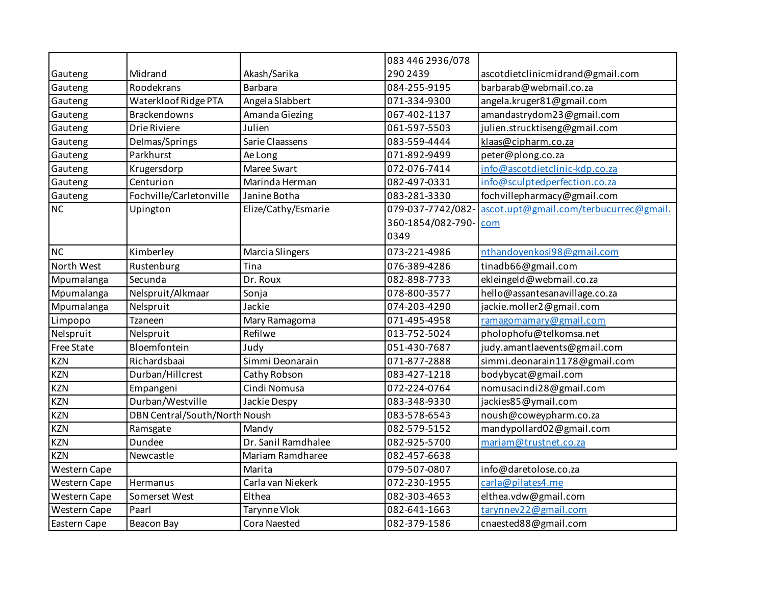| | | | | |
|---|---|---|---|---|
| Gauteng | Midrand | Akash/Sarika | 083 446 2936/078 290 2439 | ascotdietclinicmidrand@gmail.com |
| Gauteng | Roodekrans | Barbara | 084-255-9195 | barbarab@webmail.co.za |
| Gauteng | Waterkloof Ridge PTA | Angela Slabbert | 071-334-9300 | angela.kruger81@gmail.com |
| Gauteng | Brackendowns | Amanda Giezing | 067-402-1137 | amandastrydom23@gmail.com |
| Gauteng | Drie Riviere | Julien | 061-597-5503 | julien.strucktiseng@gmail.com |
| Gauteng | Delmas/Springs | Sarie Claassens | 083-559-4444 | klaas@cipharm.co.za |
| Gauteng | Parkhurst | Ae Long | 071-892-9499 | peter@plong.co.za |
| Gauteng | Krugersdorp | Maree Swart | 072-076-7414 | info@ascotdietclinic-kdp.co.za |
| Gauteng | Centurion | Marinda Herman | 082-497-0331 | info@sculptedperfection.co.za |
| Gauteng | Fochville/Carletonville | Janine Botha | 083-281-3330 | fochvillepharmacy@gmail.com |
| NC | Upington | Elize/Cathy/Esmarie | 079-037-7742/082-360-1854/082-790-0349 | ascot.upt@gmail.com/terbucurrec@gmail.com |
| NC | Kimberley | Marcia Slingers | 073-221-4986 | nthandoyenkosi98@gmail.com |
| North West | Rustenburg | Tina | 076-389-4286 | tinadb66@gmail.com |
| Mpumalanga | Secunda | Dr. Roux | 082-898-7733 | ekleingeld@webmail.co.za |
| Mpumalanga | Nelspruit/Alkmaar | Sonja | 078-800-3577 | hello@assantesanavillage.co.za |
| Mpumalanga | Nelspruit | Jackie | 074-203-4290 | jackie.moller2@gmail.com |
| Limpopo | Tzaneen | Mary Ramagoma | 071-495-4958 | ramagomamary@gmail.com |
| Nelspruit | Nelspruit | Refilwe | 013-752-5024 | pholophofu@telkomsa.net |
| Free State | Bloemfontein | Judy | 051-430-7687 | judy.amantlaevents@gmail.com |
| KZN | Richardsbaai | Simmi Deonarain | 071-877-2888 | simmi.deonarain1178@gmail.com |
| KZN | Durban/Hillcrest | Cathy Robson | 083-427-1218 | bodybycat@gmail.com |
| KZN | Empangeni | Cindi Nomusa | 072-224-0764 | nomusacindi28@gmail.com |
| KZN | Durban/Westville | Jackie Despy | 083-348-9330 | jackies85@ymail.com |
| KZN | DBN Central/South/North | Noush | 083-578-6543 | noush@coweypharm.co.za |
| KZN | Ramsgate | Mandy | 082-579-5152 | mandypollard02@gmail.com |
| KZN | Dundee | Dr. Sanil Ramdhalee | 082-925-5700 | mariam@trustnet.co.za |
| KZN | Newcastle | Mariam Ramdharee | 082-457-6638 | |
| Western Cape | | Marita | 079-507-0807 | info@daretolose.co.za |
| Western Cape | Hermanus | Carla van Niekerk | 072-230-1955 | carla@pilates4.me |
| Western Cape | Somerset West | Elthea | 082-303-4653 | elthea.vdw@gmail.com |
| Western Cape | Paarl | Tarynne Vlok | 082-641-1663 | tarynnev22@gmail.com |
| Eastern Cape | Beacon Bay | Cora Naested | 082-379-1586 | cnaested88@gmail.com |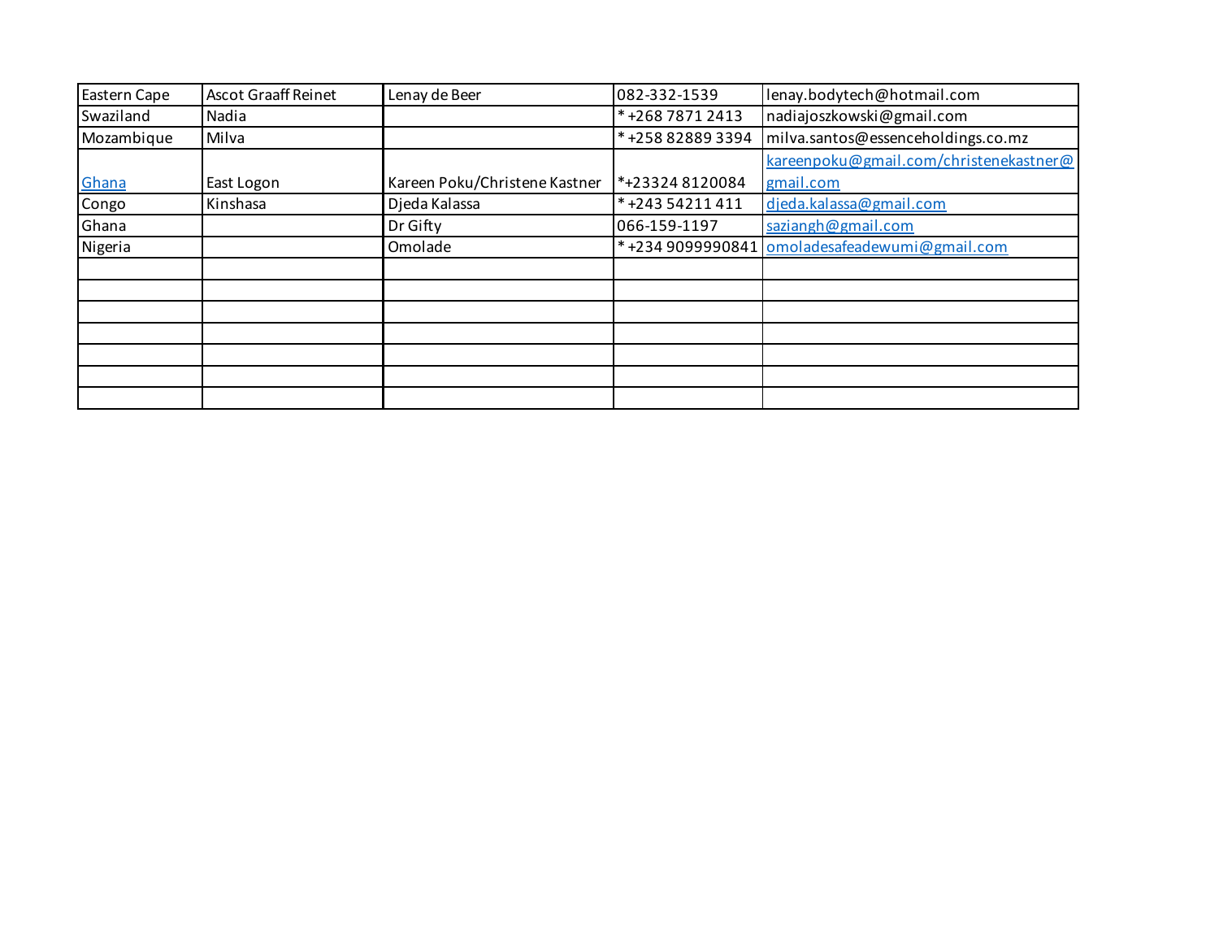| | | | | |
|---|---|---|---|---|
| Eastern Cape | Ascot Graaff Reinet | Lenay de Beer | 082-332-1539 | lenay.bodytech@hotmail.com |
| Swaziland | Nadia | | * +268 7871 2413 | nadiajoszkowski@gmail.com |
| Mozambique | Milva | | * +258 82889 3394 | milva.santos@essenceholdings.co.mz |
| Ghana | East Logon | Kareen Poku/Christene Kastner | *+23324 8120084 | kareenpoku@gmail.com/christenekastner@gmail.com |
| Congo | Kinshasa | Djeda Kalassa | * +243 54211 411 | djeda.kalassa@gmail.com |
| Ghana | | Dr Gifty | 066-159-1197 | saziangh@gmail.com |
| Nigeria | | Omolade | * +234 9099990841 | omoladesafeadewumi@gmail.com |
| | | | | |
| | | | | |
| | | | | |
| | | | | |
| | | | | |
| | | | | |
| | | | | |